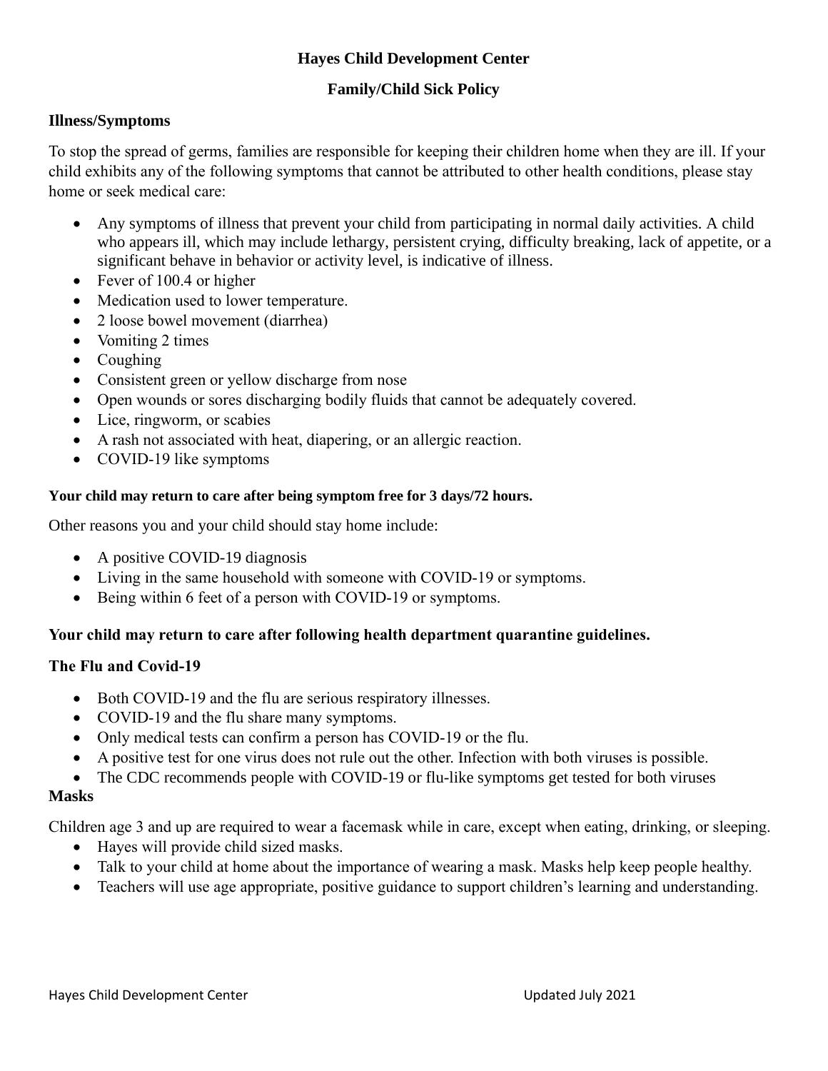**Hayes Child Development Center**

**Family/Child Sick Policy**

**Illness/Symptoms**

To stop the spread of germs, families are responsible for keeping their children home when they are ill. If your child exhibits any of the following symptoms that cannot be attributed to other health conditions, please stay home or seek medical care:

- Any symptoms of illness that prevent your child from participating in normal daily activities. A child who appears ill, which may include lethargy, persistent crying, difficulty breaking, lack of appetite, or a significant behave in behavior or activity level, is indicative of illness.
- Fever of 100.4 or higher
- Medication used to lower temperature.
- 2 loose bowel movement (diarrhea)
- Vomiting 2 times
- Coughing
- Consistent green or yellow discharge from nose
- Open wounds or sores discharging bodily fluids that cannot be adequately covered.
- Lice, ringworm, or scabies
- A rash not associated with heat, diapering, or an allergic reaction.
- COVID-19 like symptoms

**Your child may return to care after being symptom free for 3 days/72 hours.**

Other reasons you and your child should stay home include:

- A positive COVID-19 diagnosis
- Living in the same household with someone with COVID-19 or symptoms.
- Being within 6 feet of a person with COVID-19 or symptoms.

**Your child may return to care after following health department quarantine guidelines.**

**The Flu and Covid-19**

- Both COVID-19 and the flu are serious respiratory illnesses.
- COVID-19 and the flu share many symptoms.
- Only medical tests can confirm a person has COVID-19 or the flu.
- A positive test for one virus does not rule out the other. Infection with both viruses is possible.
- The CDC recommends people with COVID-19 or flu-like symptoms get tested for both viruses

**Masks**

Children age 3 and up are required to wear a facemask while in care, except when eating, drinking, or sleeping.

- Hayes will provide child sized masks.
- Talk to your child at home about the importance of wearing a mask. Masks help keep people healthy.
- Teachers will use age appropriate, positive guidance to support children's learning and understanding.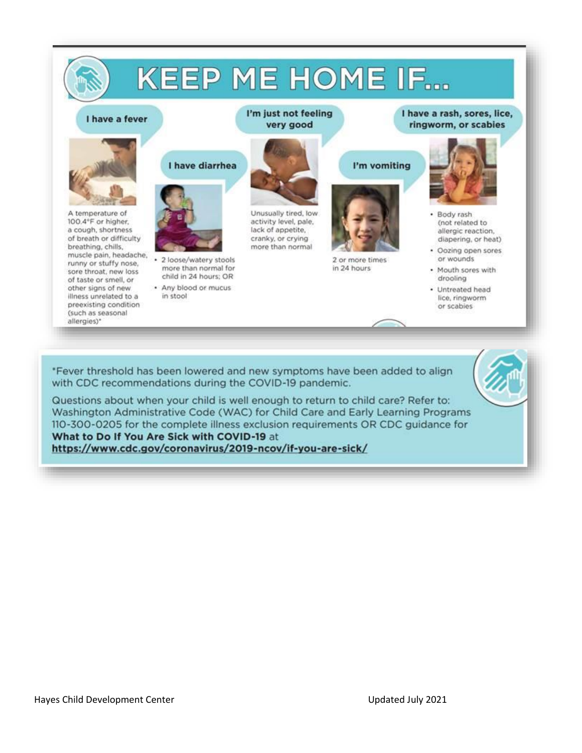# KEEP ME HOME IF...

## I have a fever

A temperature of 100.4°F or higher, a cough, shortness of breath or difficulty breathing, chills, muscle pain, headache, runny or stuffy nose, sore throat, new loss of taste or smell, or other signs of new illness unrelated to a preexisting condition (such as seasonal allergies)*

## I have diarrhea

- 2 loose/watery stools more than normal for child in 24 hours; OR
- Any blood or mucus in stool

## I'm just not feeling very good

Unusually tired, low activity level, pale, lack of appetite, cranky, or crying more than normal

## I'm vomiting

2 or more times in 24 hours

## I have a rash, sores, lice, ringworm, or scabies

- Body rash (not related to allergic reaction, diapering, or heat)
- Oozing open sores or wounds
- Mouth sores with drooling
- Untreated head lice, ringworm or scabies

*Fever threshold has been lowered and new symptoms have been added to align with CDC recommendations during the COVID-19 pandemic.

Questions about when your child is well enough to return to child care? Refer to: Washington Administrative Code (WAC) for Child Care and Early Learning Programs 110-300-0205 for the complete illness exclusion requirements OR CDC guidance for **What to Do If You Are Sick with COVID-19** at **https://www.cdc.gov/coronavirus/2019-ncov/if-you-are-sick/**